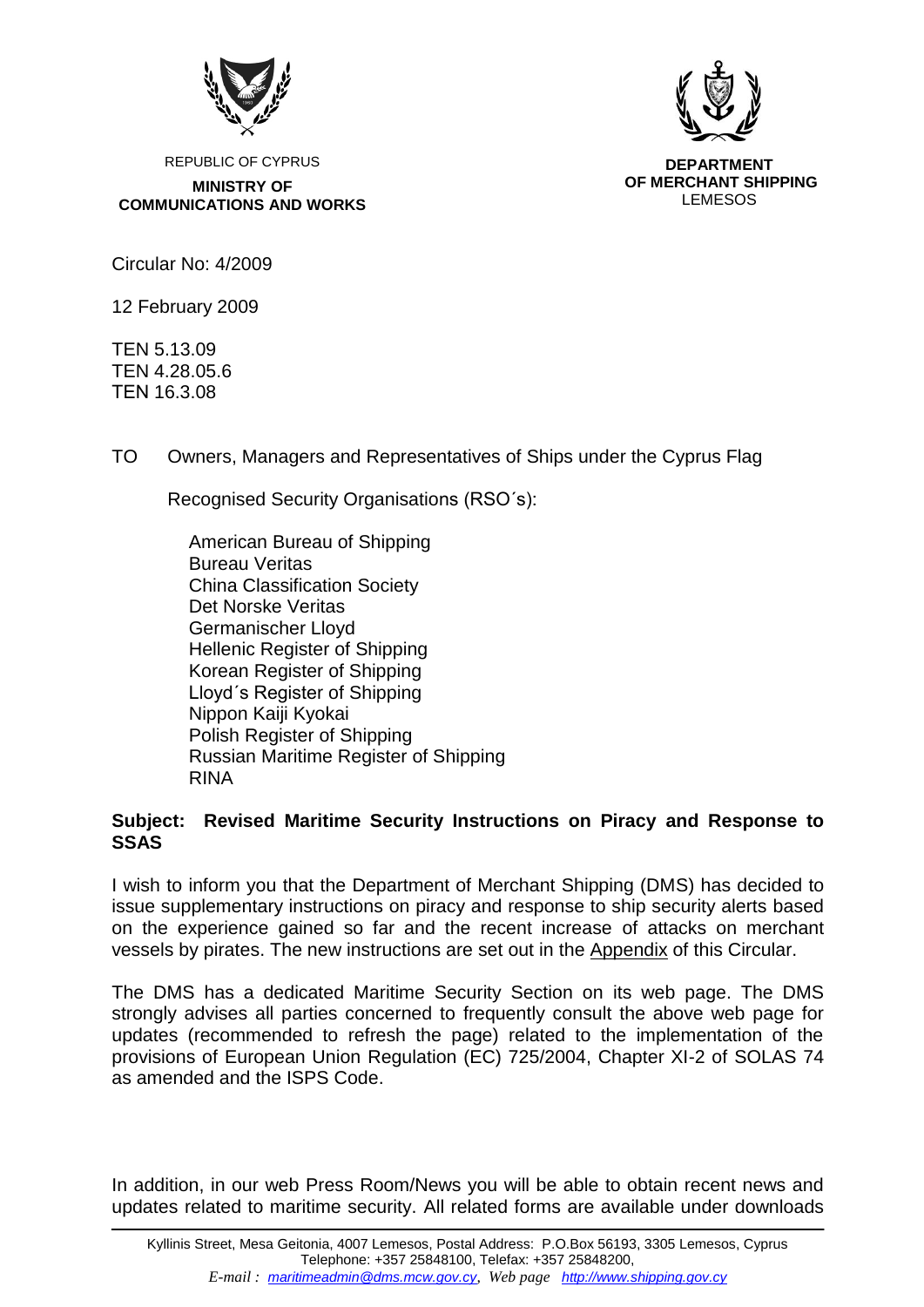REPUBLIC OF CYPRUS

**MINISTRY OF COMMUNICATIONS AND WORKS**

**DEPARTMENT OF MERCHANT SHIPPING**
LEMESOS

Circular No: 4/2009

12 February 2009

TEN 5.13.09
TEN 4.28.05.6
TEN 16.3.08

TO Owners, Managers and Representatives of Ships under the Cyprus Flag

Recognised Security Organisations (RSO´s):

American Bureau of Shipping
Bureau Veritas
China Classification Society
Det Norske Veritas
Germanischer Lloyd
Hellenic Register of Shipping
Korean Register of Shipping
Lloyd´s Register of Shipping
Nippon Kaiji Kyokai
Polish Register of Shipping
Russian Maritime Register of Shipping
RINA

**Subject: Revised Maritime Security Instructions on Piracy and Response to SSAS**

I wish to inform you that the Department of Merchant Shipping (DMS) has decided to issue supplementary instructions on piracy and response to ship security alerts based on the experience gained so far and the recent increase of attacks on merchant vessels by pirates. The new instructions are set out in the Appendix of this Circular.

The DMS has a dedicated Maritime Security Section on its web page. The DMS strongly advises all parties concerned to frequently consult the above web page for updates (recommended to refresh the page) related to the implementation of the provisions of European Union Regulation (EC) 725/2004, Chapter XI-2 of SOLAS 74 as amended and the ISPS Code.

In addition, in our web Press Room/News you will be able to obtain recent news and updates related to maritime security. All related forms are available under downloads

Kyllinis Street, Mesa Geitonia, 4007 Lemesos, Postal Address: P.O.Box 56193, 3305 Lemesos, Cyprus
Telephone: +357 25848100, Telefax: +357 25848200,
*E-mail : maritimeadmin@dms.mcw.gov.cy, Web page http://www.shipping.gov.cy*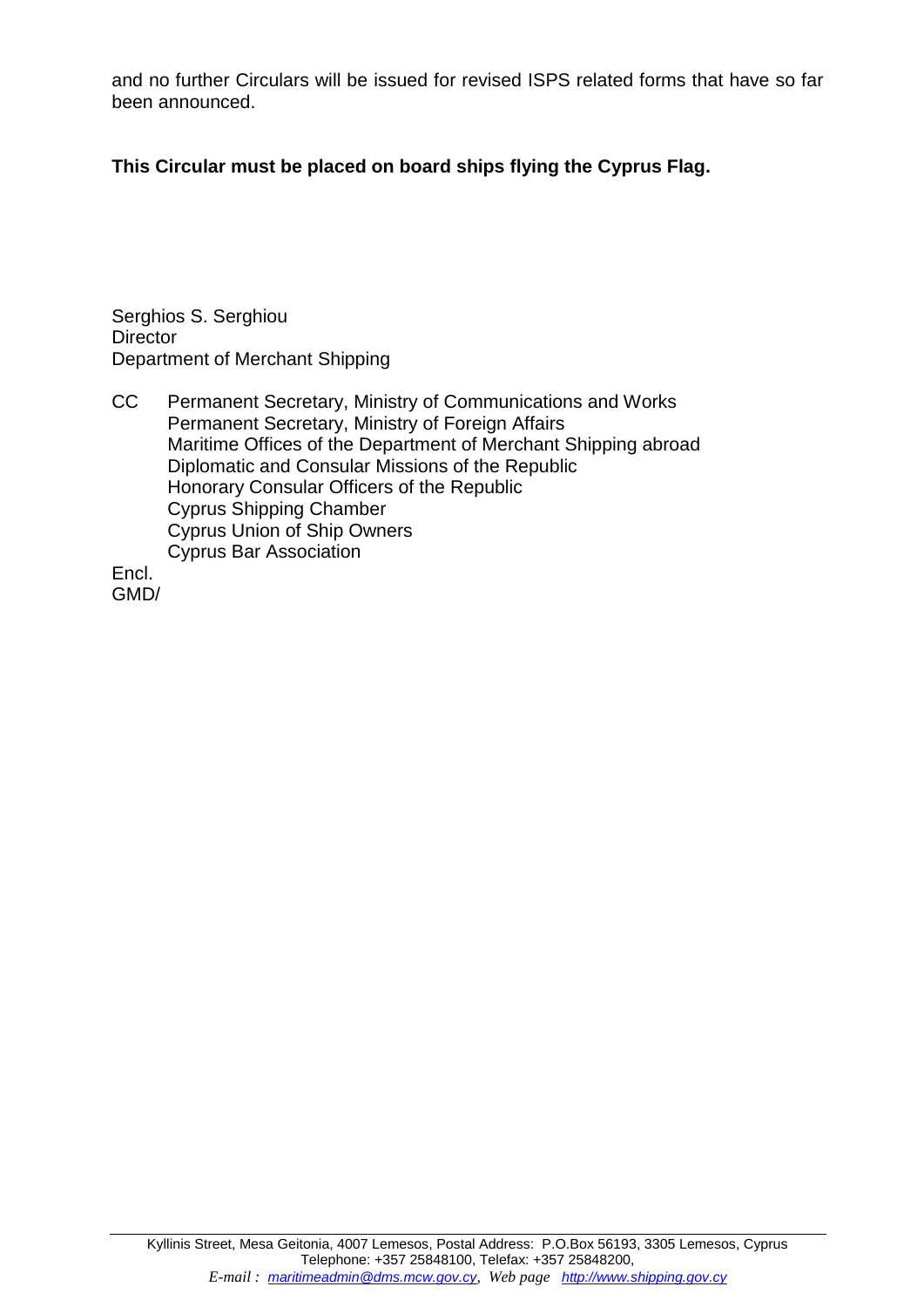and no further Circulars will be issued for revised ISPS related forms that have so far been announced.

**This Circular must be placed on board ships flying the Cyprus Flag.**

Serghios S. Serghiou
Director
Department of Merchant Shipping

CC Permanent Secretary, Ministry of Communications and Works
Permanent Secretary, Ministry of Foreign Affairs
Maritime Offices of the Department of Merchant Shipping abroad
Diplomatic and Consular Missions of the Republic
Honorary Consular Officers of the Republic
Cyprus Shipping Chamber
Cyprus Union of Ship Owners
Cyprus Bar Association

Encl.
GMD/

Kyllinis Street, Mesa Geitonia, 4007 Lemesos, Postal Address: P.O.Box 56193, 3305 Lemesos, Cyprus
Telephone: +357 25848100, Telefax: +357 25848200,
*E-mail :* maritimeadmin@dms.mcw.gov.cy, *Web page* http://www.shipping.gov.cy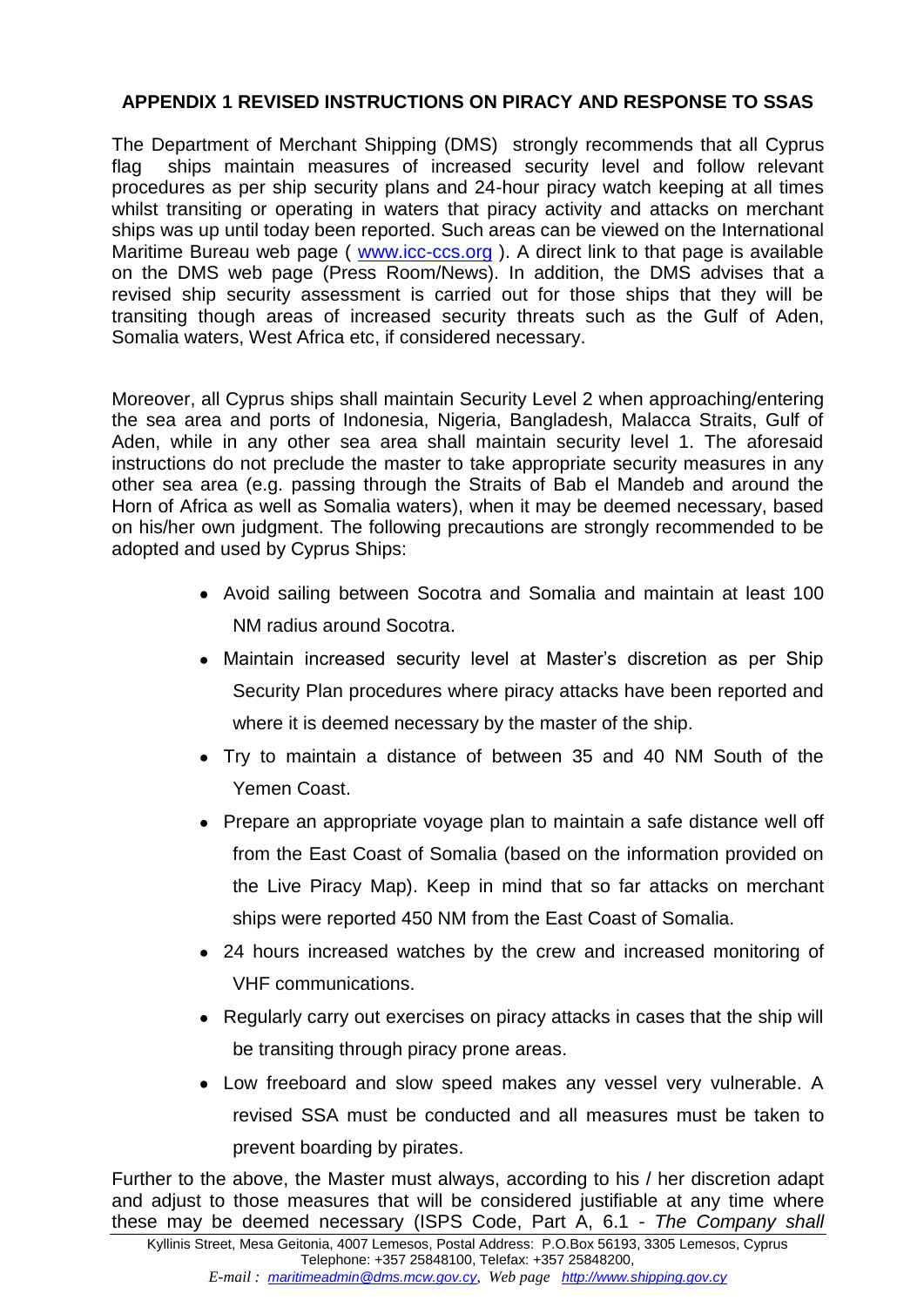**APPENDIX 1 REVISED INSTRUCTIONS ON PIRACY AND RESPONSE TO SSAS**

The Department of Merchant Shipping (DMS) strongly recommends that all Cyprus flag ships maintain measures of increased security level and follow relevant procedures as per ship security plans and 24-hour piracy watch keeping at all times whilst transiting or operating in waters that piracy activity and attacks on merchant ships was up until today been reported. Such areas can be viewed on the International Maritime Bureau web page ( www.icc-ccs.org ). A direct link to that page is available on the DMS web page (Press Room/News). In addition, the DMS advises that a revised ship security assessment is carried out for those ships that they will be transiting though areas of increased security threats such as the Gulf of Aden, Somalia waters, West Africa etc, if considered necessary.

Moreover, all Cyprus ships shall maintain Security Level 2 when approaching/entering the sea area and ports of Indonesia, Nigeria, Bangladesh, Malacca Straits, Gulf of Aden, while in any other sea area shall maintain security level 1. The aforesaid instructions do not preclude the master to take appropriate security measures in any other sea area (e.g. passing through the Straits of Bab el Mandeb and around the Horn of Africa as well as Somalia waters), when it may be deemed necessary, based on his/her own judgment. The following precautions are strongly recommended to be adopted and used by Cyprus Ships:

- Avoid sailing between Socotra and Somalia and maintain at least 100 NM radius around Socotra.
- Maintain increased security level at Master's discretion as per Ship Security Plan procedures where piracy attacks have been reported and where it is deemed necessary by the master of the ship.
- Try to maintain a distance of between 35 and 40 NM South of the Yemen Coast.
- Prepare an appropriate voyage plan to maintain a safe distance well off from the East Coast of Somalia (based on the information provided on the Live Piracy Map). Keep in mind that so far attacks on merchant ships were reported 450 NM from the East Coast of Somalia.
- 24 hours increased watches by the crew and increased monitoring of VHF communications.
- Regularly carry out exercises on piracy attacks in cases that the ship will be transiting through piracy prone areas.
- Low freeboard and slow speed makes any vessel very vulnerable. A revised SSA must be conducted and all measures must be taken to prevent boarding by pirates.

Further to the above, the Master must always, according to his / her discretion adapt and adjust to those measures that will be considered justifiable at any time where these may be deemed necessary (ISPS Code, Part A, 6.1 - *The Company shall*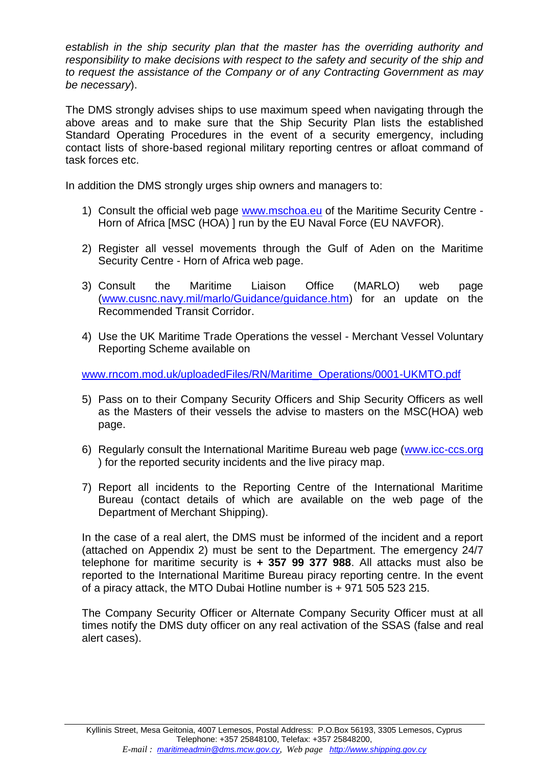*establish in the ship security plan that the master has the overriding authority and responsibility to make decisions with respect to the safety and security of the ship and to request the assistance of the Company or of any Contracting Government as may be necessary*).

The DMS strongly advises ships to use maximum speed when navigating through the above areas and to make sure that the Ship Security Plan lists the established Standard Operating Procedures in the event of a security emergency, including contact lists of shore-based regional military reporting centres or afloat command of task forces etc.

In addition the DMS strongly urges ship owners and managers to:

1) Consult the official web page www.mschoa.eu of the Maritime Security Centre - Horn of Africa [MSC (HOA) ] run by the EU Naval Force (EU NAVFOR).

2) Register all vessel movements through the Gulf of Aden on the Maritime Security Centre - Horn of Africa web page.

3) Consult the Maritime Liaison Office (MARLO) web page (www.cusnc.navy.mil/marlo/Guidance/guidance.htm) for an update on the Recommended Transit Corridor.

4) Use the UK Maritime Trade Operations the vessel - Merchant Vessel Voluntary Reporting Scheme available on

   www.rncom.mod.uk/uploadedFiles/RN/Maritime_Operations/0001-UKMTO.pdf

5) Pass on to their Company Security Officers and Ship Security Officers as well as the Masters of their vessels the advise to masters on the MSC(HOA) web page.

6) Regularly consult the International Maritime Bureau web page (www.icc-ccs.org ) for the reported security incidents and the live piracy map.

7) Report all incidents to the Reporting Centre of the International Maritime Bureau (contact details of which are available on the web page of the Department of Merchant Shipping).

In the case of a real alert, the DMS must be informed of the incident and a report (attached on Appendix 2) must be sent to the Department. The emergency 24/7 telephone for maritime security is **+ 357 99 377 988**. All attacks must also be reported to the International Maritime Bureau piracy reporting centre. In the event of a piracy attack, the MTO Dubai Hotline number is + 971 505 523 215.

The Company Security Officer or Alternate Company Security Officer must at all times notify the DMS duty officer on any real activation of the SSAS (false and real alert cases).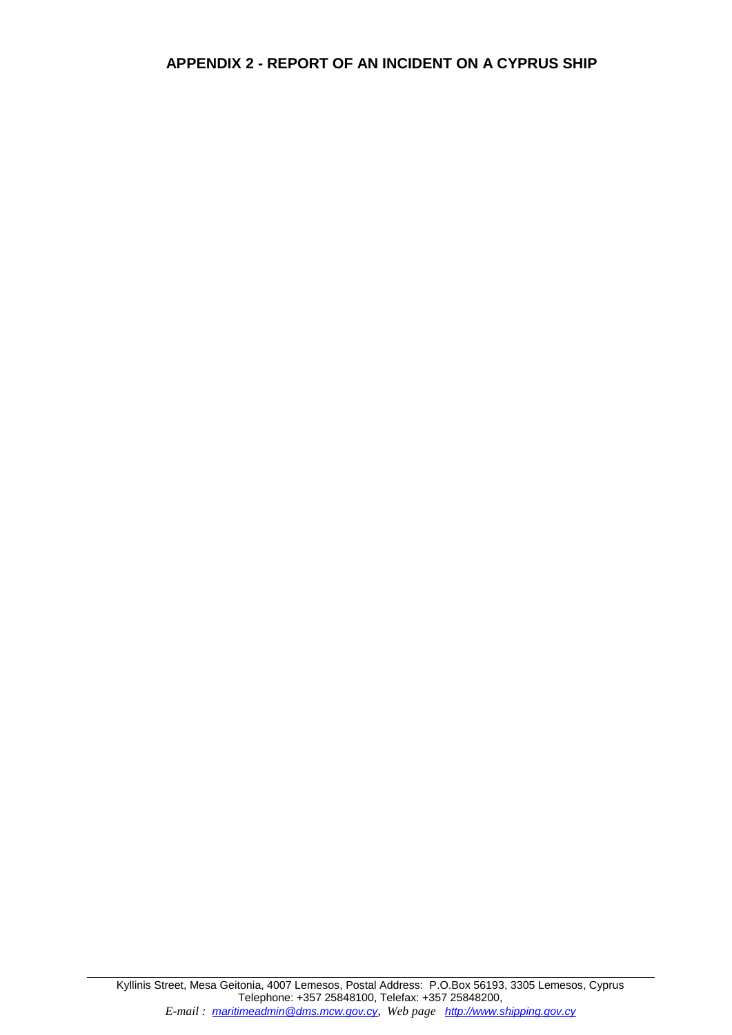**APPENDIX 2 - REPORT OF AN INCIDENT ON A CYPRUS SHIP**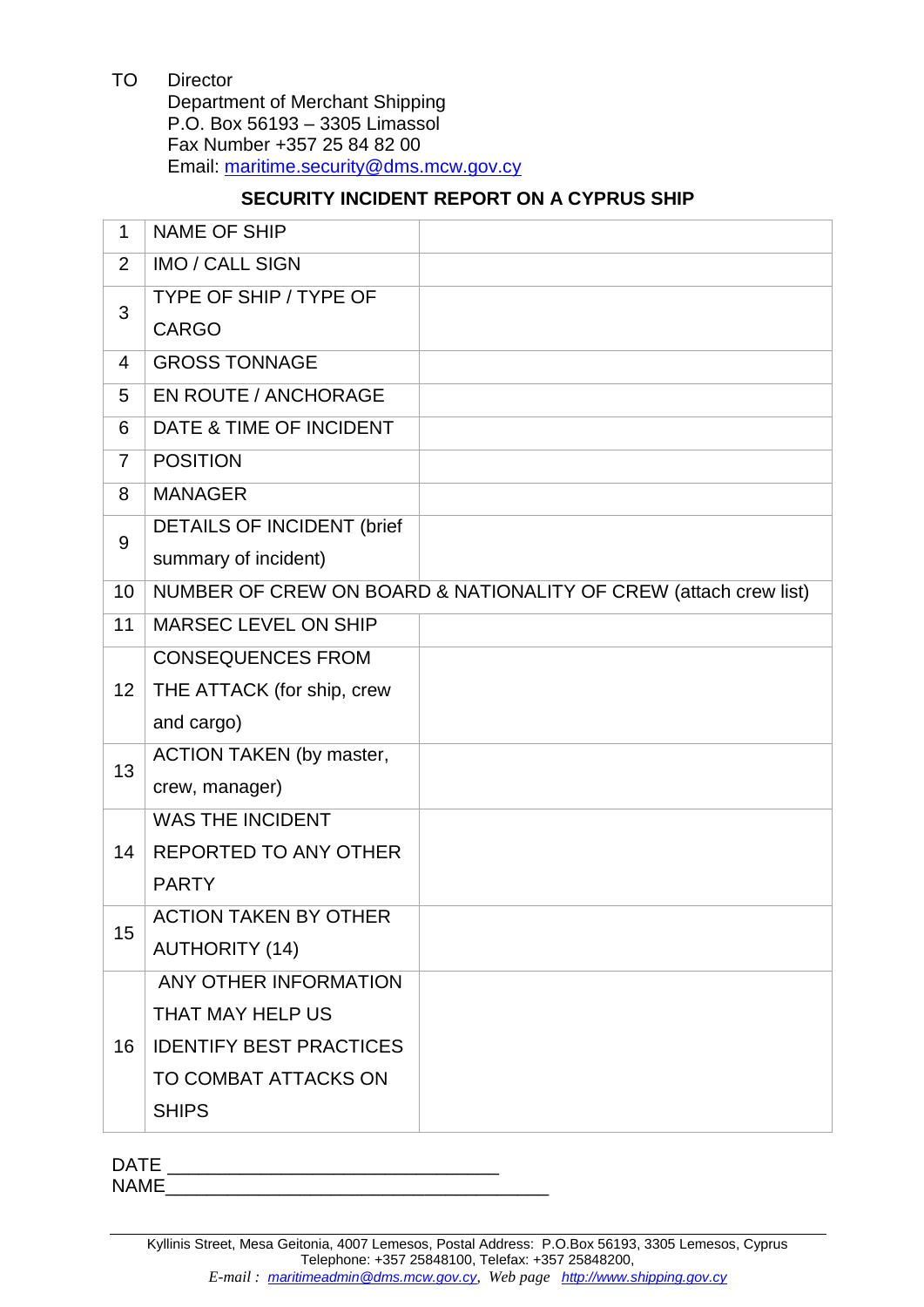TO Director
Department of Merchant Shipping
P.O. Box 56193 – 3305 Limassol
Fax Number +357 25 84 82 00
Email: maritime.security@dms.mcw.gov.cy

## SECURITY INCIDENT REPORT ON A CYPRUS SHIP

| | | |
|---|---|---|
| 1 | NAME OF SHIP | |
| 2 | IMO / CALL SIGN | |
| 3 | TYPE OF SHIP / TYPE OF CARGO | |
| 4 | GROSS TONNAGE | |
| 5 | EN ROUTE / ANCHORAGE | |
| 6 | DATE & TIME OF INCIDENT | |
| 7 | POSITION | |
| 8 | MANAGER | |
| 9 | DETAILS OF INCIDENT (brief summary of incident) | |
| 10 | NUMBER OF CREW ON BOARD & NATIONALITY OF CREW (attach crew list) | |
| 11 | MARSEC LEVEL ON SHIP | |
| 12 | CONSEQUENCES FROM THE ATTACK (for ship, crew and cargo) | |
| 13 | ACTION TAKEN (by master, crew, manager) | |
| 14 | WAS THE INCIDENT REPORTED TO ANY OTHER PARTY | |
| 15 | ACTION TAKEN BY OTHER AUTHORITY (14) | |
| 16 | ANY OTHER INFORMATION THAT MAY HELP US IDENTIFY BEST PRACTICES TO COMBAT ATTACKS ON SHIPS | |

DATE ________________________________
NAME_____________________________________

Kyllinis Street, Mesa Geitonia, 4007 Lemesos, Postal Address: P.O.Box 56193, 3305 Lemesos, Cyprus
Telephone: +357 25848100, Telefax: +357 25848200,
*E-mail :* maritimeadmin@dms.mcw.gov.cy, *Web page* http://www.shipping.gov.cy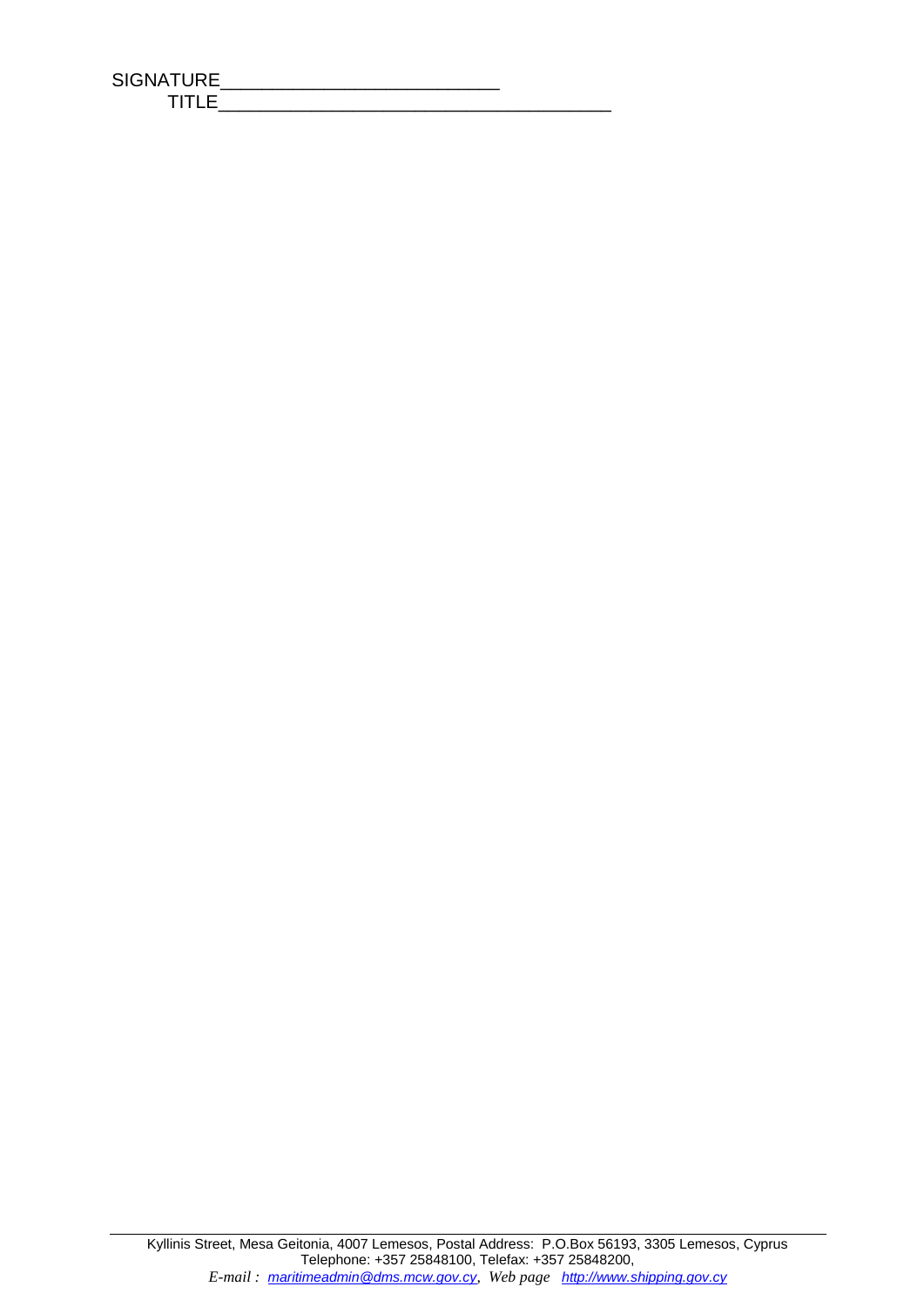SIGNATURE___________________________

TITLE_______________________________________